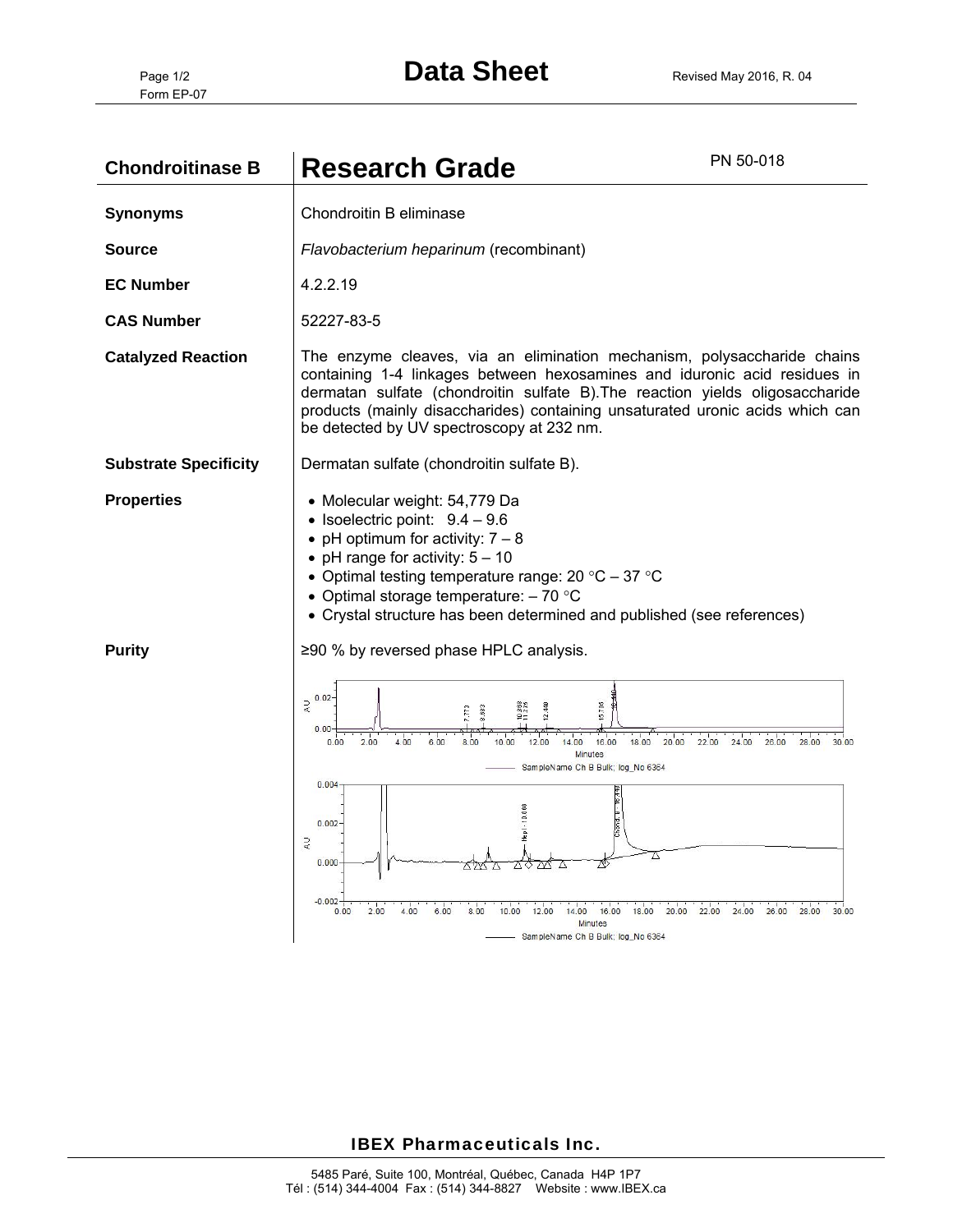# Data Sheet

Form EP-07

Revised May 2016, R. 04

## Chondroitinase B — Research Grade

PN 50-018

| | |
|---|---|
| **Synonyms** | Chondroitin B eliminase |
| **Source** | *Flavobacterium heparinum* (recombinant) |
| **EC Number** | 4.2.2.19 |
| **CAS Number** | 52227-83-5 |
| **Catalyzed Reaction** | The enzyme cleaves, via an elimination mechanism, polysaccharide chains containing 1-4 linkages between hexosamines and iduronic acid residues in dermatan sulfate (chondroitin sulfate B).The reaction yields oligosaccharide products (mainly disaccharides) containing unsaturated uronic acids which can be detected by UV spectroscopy at 232 nm. |
| **Substrate Specificity** | Dermatan sulfate (chondroitin sulfate B). |

**Properties**

- Molecular weight: 54,779 Da
- Isoelectric point: 9.4 – 9.6
- pH optimum for activity: 7 – 8
- pH range for activity: 5 – 10
- Optimal testing temperature range: 20 °C – 37 °C
- Optimal storage temperature: – 70 °C
- Crystal structure has been determined and published (see references)

**Purity**

≥90 % by reversed phase HPLC analysis.

SampleName Ch B Bulk; Inj_No 6364

SampleName Ch B Bulk; Inj_No 6364

**IBEX Pharmaceuticals Inc.**

5485 Paré, Suite 100, Montréal, Québec, Canada H4P 1P7
Tél : (514) 344-4004 Fax : (514) 344-8827 Website : www.IBEX.ca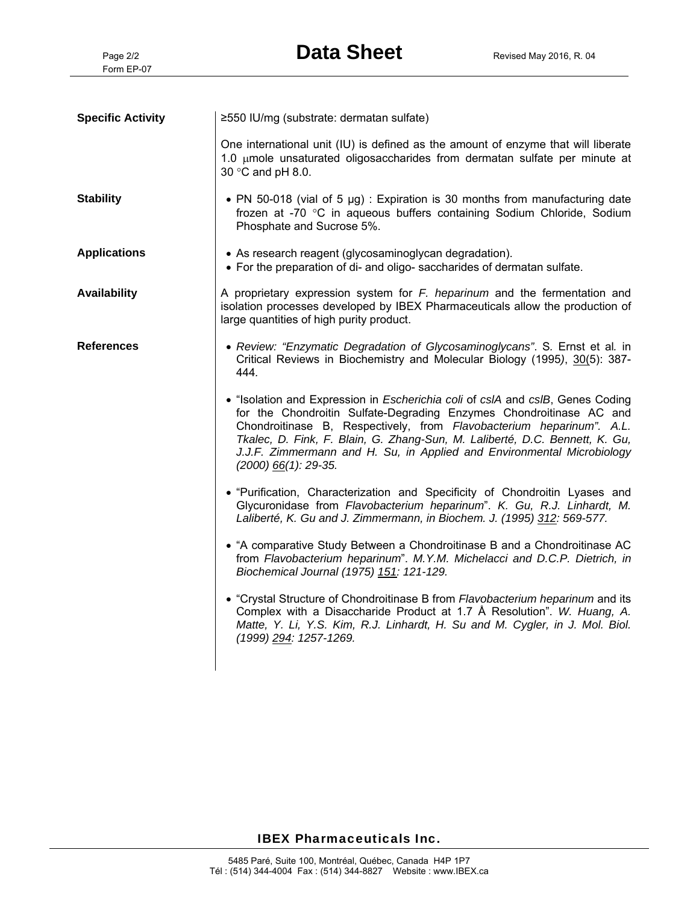# Data Sheet

**Specific Activity**

≥550 IU/mg (substrate: dermatan sulfate)

One international unit (IU) is defined as the amount of enzyme that will liberate 1.0 μmole unsaturated oligosaccharides from dermatan sulfate per minute at 30 °C and pH 8.0.

**Stability**

- PN 50-018 (vial of 5 μg) : Expiration is 30 months from manufacturing date frozen at -70 °C in aqueous buffers containing Sodium Chloride, Sodium Phosphate and Sucrose 5%.

**Applications**

- As research reagent (glycosaminoglycan degradation).
- For the preparation of di- and oligo- saccharides of dermatan sulfate.

**Availability**

A proprietary expression system for *F. heparinum* and the fermentation and isolation processes developed by IBEX Pharmaceuticals allow the production of large quantities of high purity product.

**References**

- *Review: "Enzymatic Degradation of Glycosaminoglycans"*. S. Ernst et al. in Critical Reviews in Biochemistry and Molecular Biology (1995), 30(5): 387-444.

- "Isolation and Expression in *Escherichia coli* of *cslA* and *cslB*, Genes Coding for the Chondroitin Sulfate-Degrading Enzymes Chondroitinase AC and Chondroitinase B, Respectively, from *Flavobacterium heparinum". A.L. Tkalec, D. Fink, F. Blain, G. Zhang-Sun, M. Laliberté, D.C. Bennett, K. Gu, J.J.F. Zimmermann and H. Su, in Applied and Environmental Microbiology (2000) 66(1): 29-35.*

- "Purification, Characterization and Specificity of Chondroitin Lyases and Glycuronidase from *Flavobacterium heparinum*". *K. Gu, R.J. Linhardt, M. Laliberté, K. Gu and J. Zimmermann, in Biochem. J. (1995) 312: 569-577.*

- "A comparative Study Between a Chondroitinase B and a Chondroitinase AC from *Flavobacterium heparinum*". *M.Y.M. Michelacci and D.C.P. Dietrich, in Biochemical Journal (1975) 151: 121-129.*

- "Crystal Structure of Chondroitinase B from *Flavobacterium heparinum* and its Complex with a Disaccharide Product at 1.7 Å Resolution". *W. Huang, A. Matte, Y. Li, Y.S. Kim, R.J. Linhardt, H. Su and M. Cygler, in J. Mol. Biol. (1999) 294: 1257-1269.*

**IBEX Pharmaceuticals Inc.**

5485 Paré, Suite 100, Montréal, Québec, Canada H4P 1P7
Tél : (514) 344-4004 Fax : (514) 344-8827 Website : www.IBEX.ca